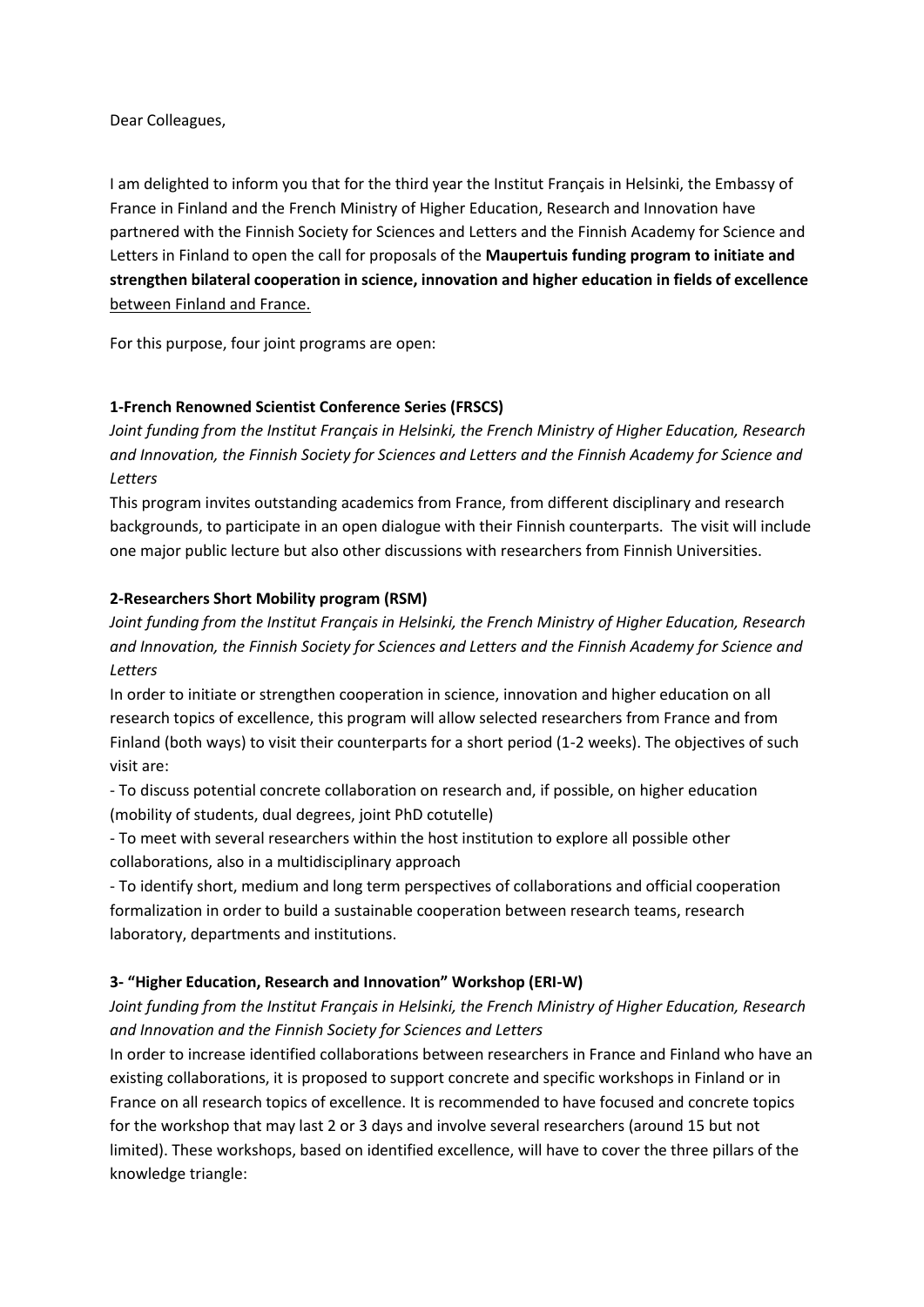Dear Colleagues,

I am delighted to inform you that for the third year the Institut Français in Helsinki, the Embassy of France in Finland and the French Ministry of Higher Education, Research and Innovation have partnered with the Finnish Society for Sciences and Letters and the Finnish Academy for Science and Letters in Finland to open the call for proposals of the **Maupertuis funding program to initiate and strengthen bilateral cooperation in science, innovation and higher education in fields of excellence** between Finland and France.

For this purpose, four joint programs are open:

**1-French Renowned Scientist Conference Series (FRSCS)**

*Joint funding from the Institut Français in Helsinki, the French Ministry of Higher Education, Research and Innovation, the Finnish Society for Sciences and Letters and the Finnish Academy for Science and Letters*

This program invites outstanding academics from France, from different disciplinary and research backgrounds, to participate in an open dialogue with their Finnish counterparts. The visit will include one major public lecture but also other discussions with researchers from Finnish Universities.

**2-Researchers Short Mobility program (RSM)**

*Joint funding from the Institut Français in Helsinki, the French Ministry of Higher Education, Research and Innovation, the Finnish Society for Sciences and Letters and the Finnish Academy for Science and Letters*

In order to initiate or strengthen cooperation in science, innovation and higher education on all research topics of excellence, this program will allow selected researchers from France and from Finland (both ways) to visit their counterparts for a short period (1-2 weeks). The objectives of such visit are:

- To discuss potential concrete collaboration on research and, if possible, on higher education (mobility of students, dual degrees, joint PhD cotutelle)
- To meet with several researchers within the host institution to explore all possible other collaborations, also in a multidisciplinary approach
- To identify short, medium and long term perspectives of collaborations and official cooperation formalization in order to build a sustainable cooperation between research teams, research laboratory, departments and institutions.

**3- "Higher Education, Research and Innovation" Workshop (ERI-W)**

*Joint funding from the Institut Français in Helsinki, the French Ministry of Higher Education, Research and Innovation and the Finnish Society for Sciences and Letters*

In order to increase identified collaborations between researchers in France and Finland who have an existing collaborations, it is proposed to support concrete and specific workshops in Finland or in France on all research topics of excellence. It is recommended to have focused and concrete topics for the workshop that may last 2 or 3 days and involve several researchers (around 15 but not limited). These workshops, based on identified excellence, will have to cover the three pillars of the knowledge triangle: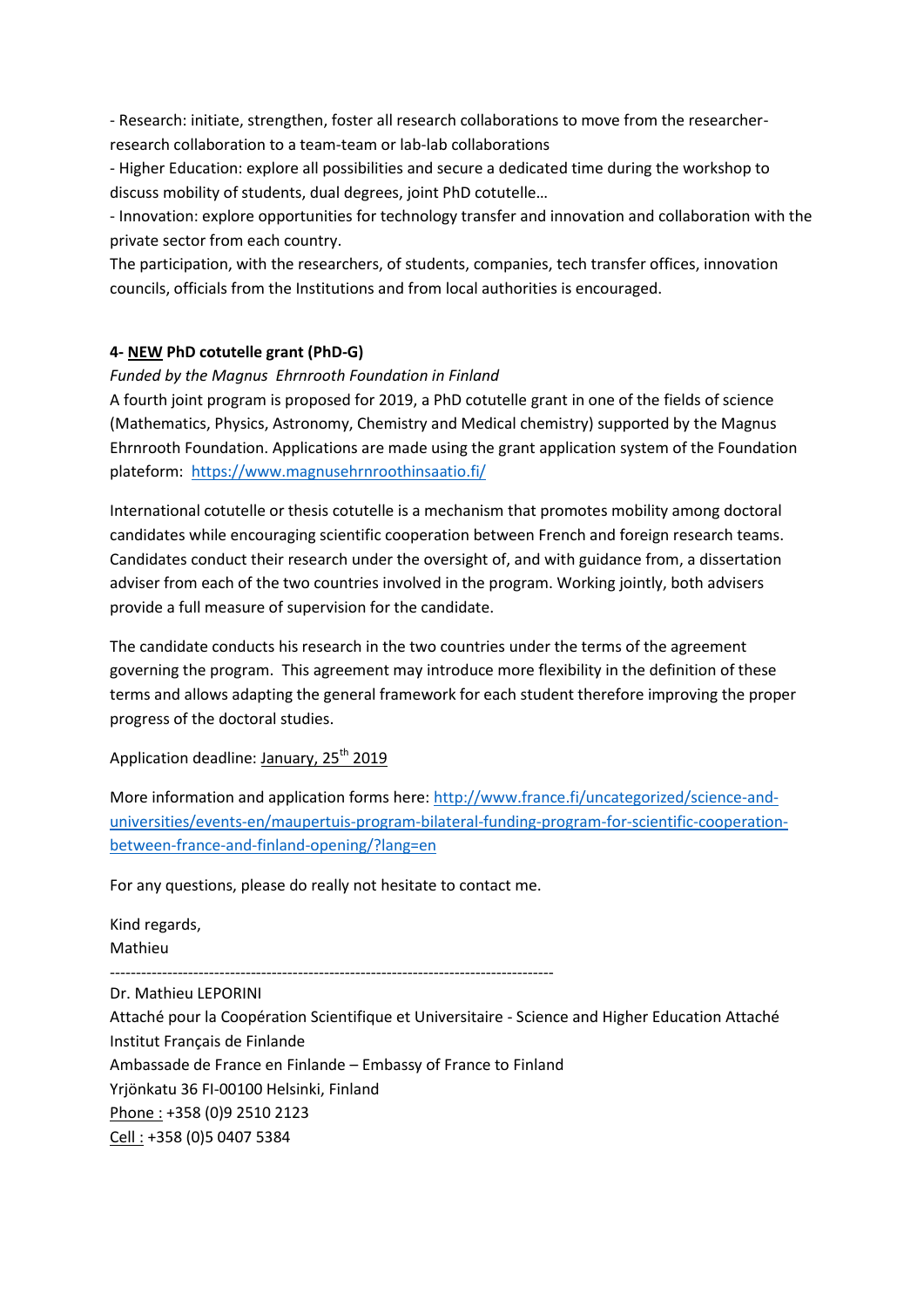- Research: initiate, strengthen, foster all research collaborations to move from the researcher-research collaboration to a team-team or lab-lab collaborations
- Higher Education: explore all possibilities and secure a dedicated time during the workshop to discuss mobility of students, dual degrees, joint PhD cotutelle…
- Innovation: explore opportunities for technology transfer and innovation and collaboration with the private sector from each country.

The participation, with the researchers, of students, companies, tech transfer offices, innovation councils, officials from the Institutions and from local authorities is encouraged.

**4- NEW PhD cotutelle grant (PhD-G)**

*Funded by the Magnus  Ehrnrooth Foundation in Finland*

A fourth joint program is proposed for 2019, a PhD cotutelle grant in one of the fields of science (Mathematics, Physics, Astronomy, Chemistry and Medical chemistry) supported by the Magnus Ehrnrooth Foundation. Applications are made using the grant application system of the Foundation plateform: [https://www.magnusehrnroothinsaatio.fi/](https://www.magnusehrnroothinsaatio.fi/)

International cotutelle or thesis cotutelle is a mechanism that promotes mobility among doctoral candidates while encouraging scientific cooperation between French and foreign research teams. Candidates conduct their research under the oversight of, and with guidance from, a dissertation adviser from each of the two countries involved in the program. Working jointly, both advisers provide a full measure of supervision for the candidate.

The candidate conducts his research in the two countries under the terms of the agreement governing the program.  This agreement may introduce more flexibility in the definition of these terms and allows adapting the general framework for each student therefore improving the proper progress of the doctoral studies.

Application deadline: January, 25th 2019

More information and application forms here: [http://www.france.fi/uncategorized/science-and-universities/events-en/maupertuis-program-bilateral-funding-program-for-scientific-cooperation-between-france-and-finland-opening/?lang=en](http://www.france.fi/uncategorized/science-and-universities/events-en/maupertuis-program-bilateral-funding-program-for-scientific-cooperation-between-france-and-finland-opening/?lang=en)

For any questions, please do really not hesitate to contact me.

Kind regards,
Mathieu

-------------------------------------------------------------------------------------

Dr. Mathieu LEPORINI
Attaché pour la Coopération Scientifique et Universitaire - Science and Higher Education Attaché
Institut Français de Finlande
Ambassade de France en Finlande – Embassy of France to Finland
Yrjönkatu 36 FI-00100 Helsinki, Finland
Phone : +358 (0)9 2510 2123
Cell : +358 (0)5 0407 5384